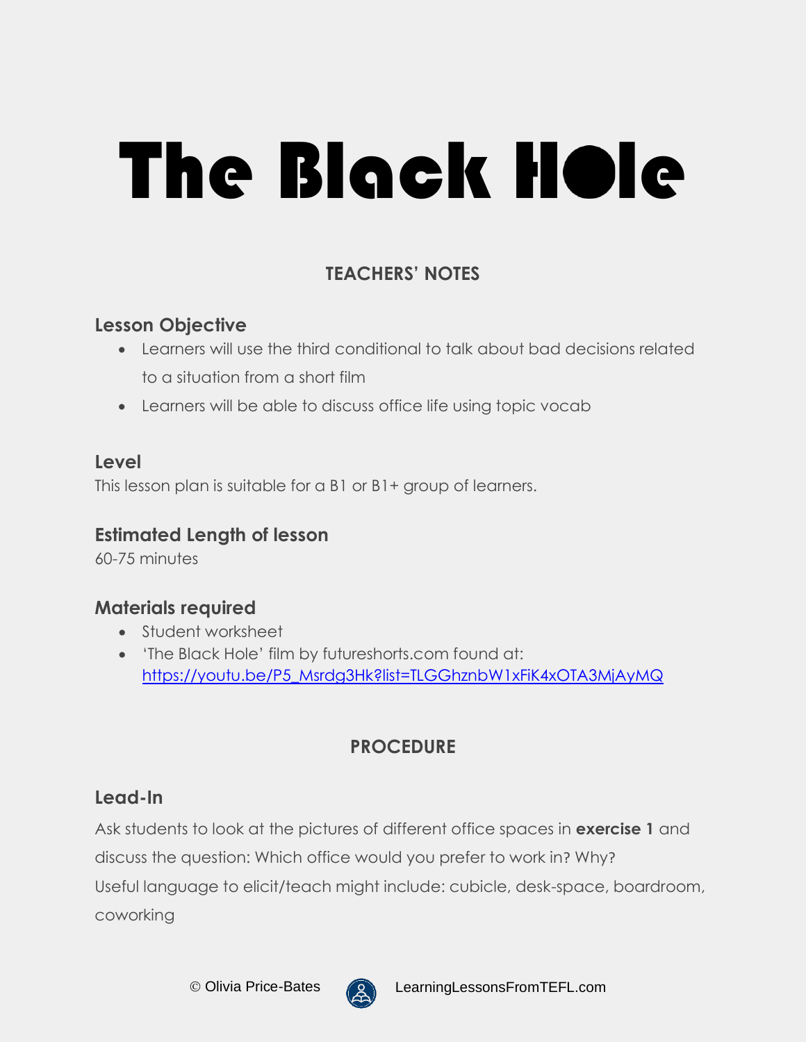# The Black Hole

## TEACHERS' NOTES

### Lesson Objective

- Learners will use the third conditional to talk about bad decisions related to a situation from a short film
- Learners will be able to discuss office life using topic vocab

### Level

This lesson plan is suitable for a B1 or B1+ group of learners.

### Estimated Length of lesson

60-75 minutes

### Materials required

- Student worksheet
- 'The Black Hole' film by futureshorts.com found at: [https://youtu.be/P5_Msrdg3Hk?list=TLGGhznbW1xFiK4xOTA3MjAyMQ](https://youtu.be/P5_Msrdg3Hk?list=TLGGhznbW1xFiK4xOTA3MjAyMQ)

## PROCEDURE

### Lead-In

Ask students to look at the pictures of different office spaces in **exercise 1** and discuss the question: Which office would you prefer to work in? Why?

Useful language to elicit/teach might include: cubicle, desk-space, boardroom, coworking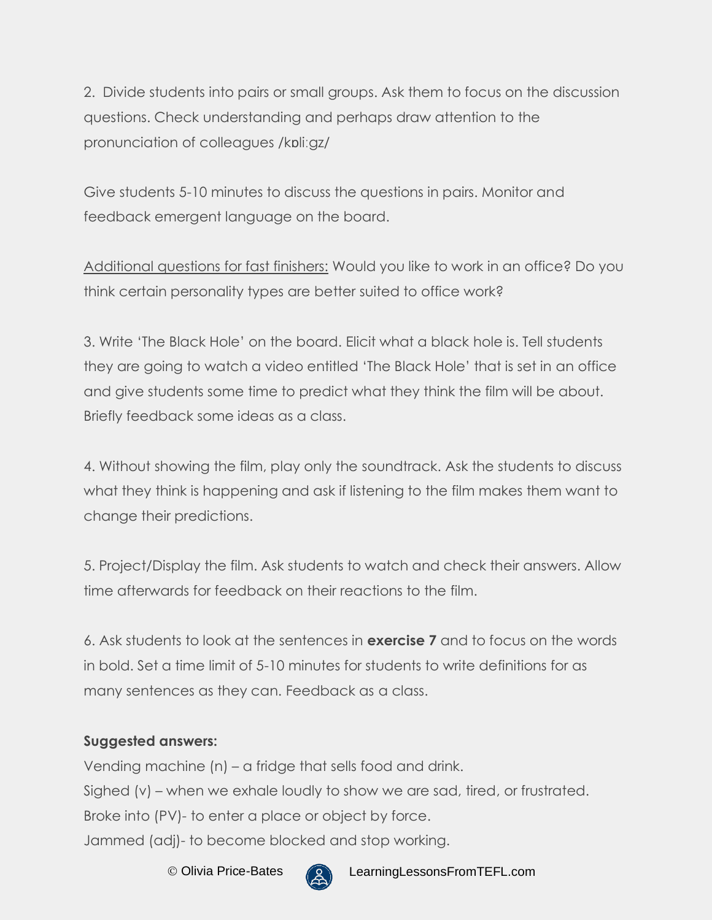2. Divide students into pairs or small groups. Ask them to focus on the discussion questions. Check understanding and perhaps draw attention to the pronunciation of colleagues /kɒliːgz/

Give students 5-10 minutes to discuss the questions in pairs. Monitor and feedback emergent language on the board.

<u>Additional questions for fast finishers:</u> Would you like to work in an office? Do you think certain personality types are better suited to office work?

3. Write 'The Black Hole' on the board. Elicit what a black hole is. Tell students they are going to watch a video entitled 'The Black Hole' that is set in an office and give students some time to predict what they think the film will be about. Briefly feedback some ideas as a class.

4. Without showing the film, play only the soundtrack. Ask the students to discuss what they think is happening and ask if listening to the film makes them want to change their predictions.

5. Project/Display the film. Ask students to watch and check their answers. Allow time afterwards for feedback on their reactions to the film.

6. Ask students to look at the sentences in **exercise 7** and to focus on the words in bold. Set a time limit of 5-10 minutes for students to write definitions for as many sentences as they can. Feedback as a class.

**Suggested answers:**

Vending machine (n) – a fridge that sells food and drink.
Sighed (v) – when we exhale loudly to show we are sad, tired, or frustrated.
Broke into (PV)- to enter a place or object by force.
Jammed (adj)- to become blocked and stop working.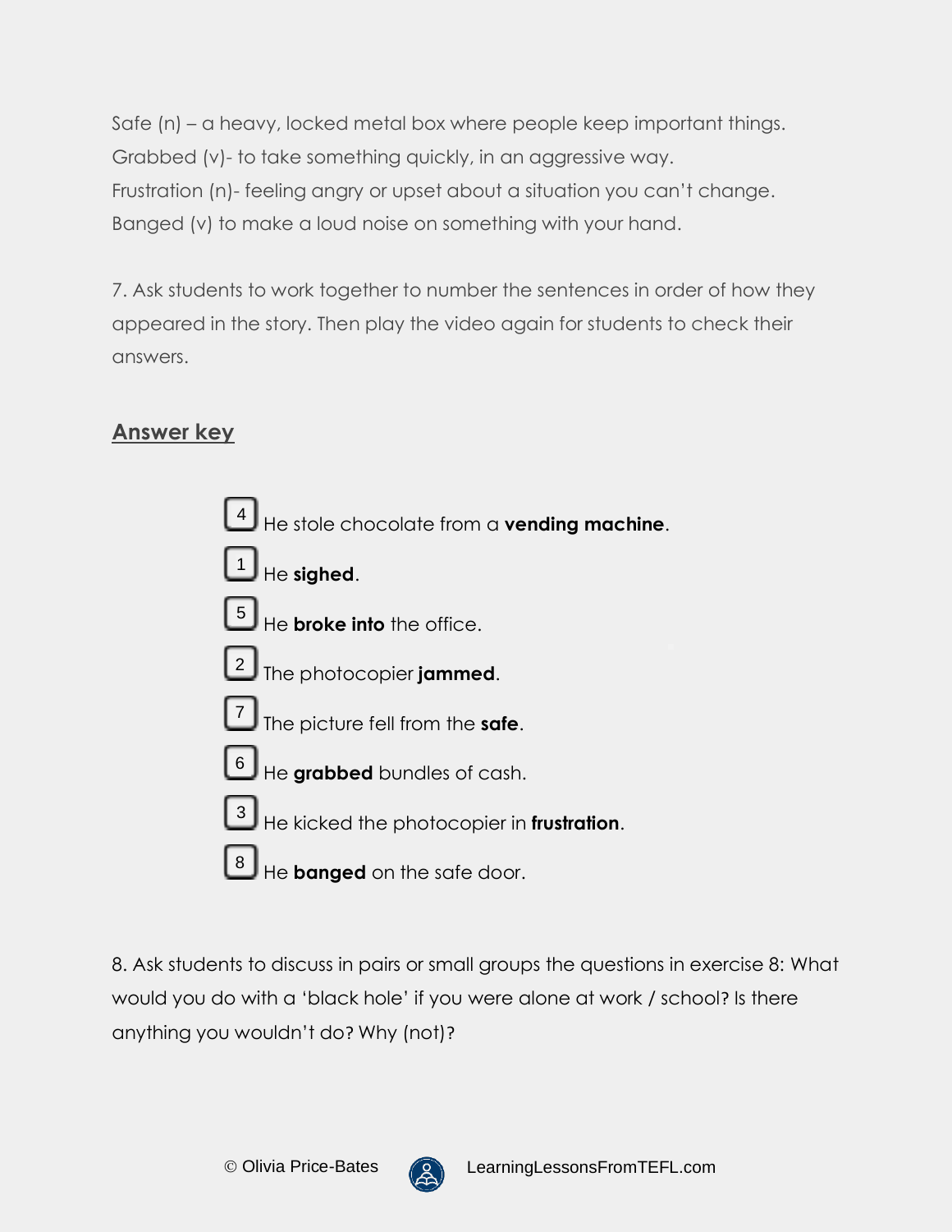Safe (n) – a heavy, locked metal box where people keep important things.
Grabbed (v)- to take something quickly, in an aggressive way.
Frustration (n)- feeling angry or upset about a situation you can't change.
Banged (v) to make a loud noise on something with your hand.

7. Ask students to work together to number the sentences in order of how they appeared in the story. Then play the video again for students to check their answers.

## Answer key

[4] He stole chocolate from a **vending machine**.

[1] He **sighed**.

[5] He **broke into** the office.

[2] The photocopier **jammed**.

[7] The picture fell from the **safe**.

[6] He **grabbed** bundles of cash.

[3] He kicked the photocopier in **frustration**.

[8] He **banged** on the safe door.

8. Ask students to discuss in pairs or small groups the questions in exercise 8: What would you do with a 'black hole' if you were alone at work / school? Is there anything you wouldn't do? Why (not)?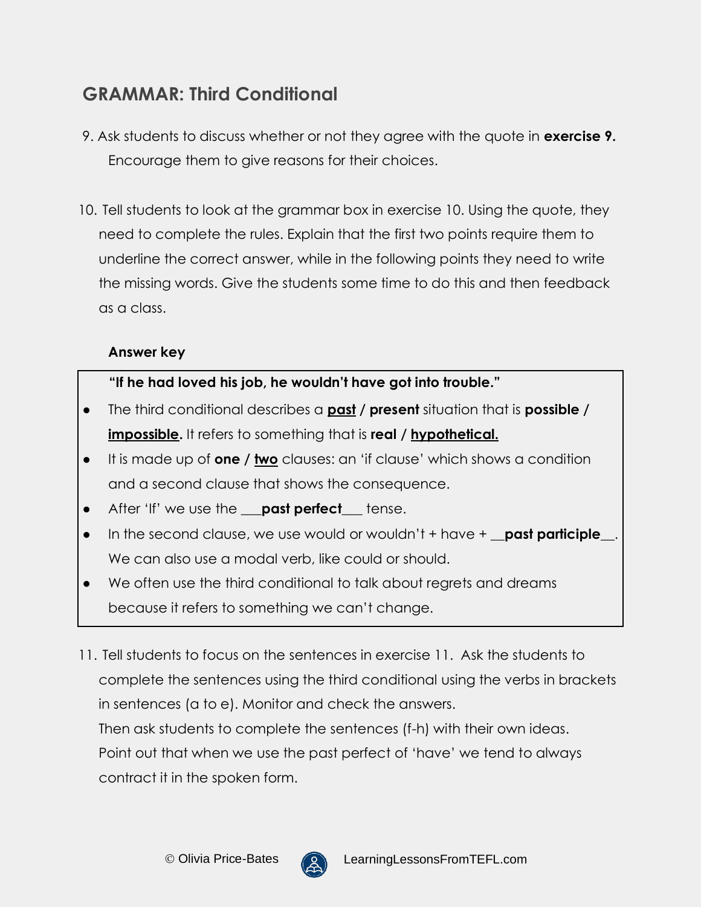## GRAMMAR: Third Conditional

9. Ask students to discuss whether or not they agree with the quote in **exercise 9.** Encourage them to give reasons for their choices.

10. Tell students to look at the grammar box in exercise 10. Using the quote, they need to complete the rules. Explain that the first two points require them to underline the correct answer, while in the following points they need to write the missing words. Give the students some time to do this and then feedback as a class.

**Answer key**

**"If he had loved his job, he wouldn't have got into trouble."**

- The third conditional describes a <u>**past**</u> **/ present** situation that is **possible /** <u>**impossible**</u>**.** It refers to something that is **real /** <u>**hypothetical.**</u>
- It is made up of **one /** <u>**two**</u> clauses: an 'if clause' which shows a condition and a second clause that shows the consequence.
- After 'If' we use the ___**past perfect**___ tense.
- In the second clause, we use would or wouldn't + have + __**past participle**__. We can also use a modal verb, like could or should.
- We often use the third conditional to talk about regrets and dreams because it refers to something we can't change.

11. Tell students to focus on the sentences in exercise 11. Ask the students to complete the sentences using the third conditional using the verbs in brackets in sentences (a to e). Monitor and check the answers.
    Then ask students to complete the sentences (f-h) with their own ideas.
    Point out that when we use the past perfect of 'have' we tend to always contract it in the spoken form.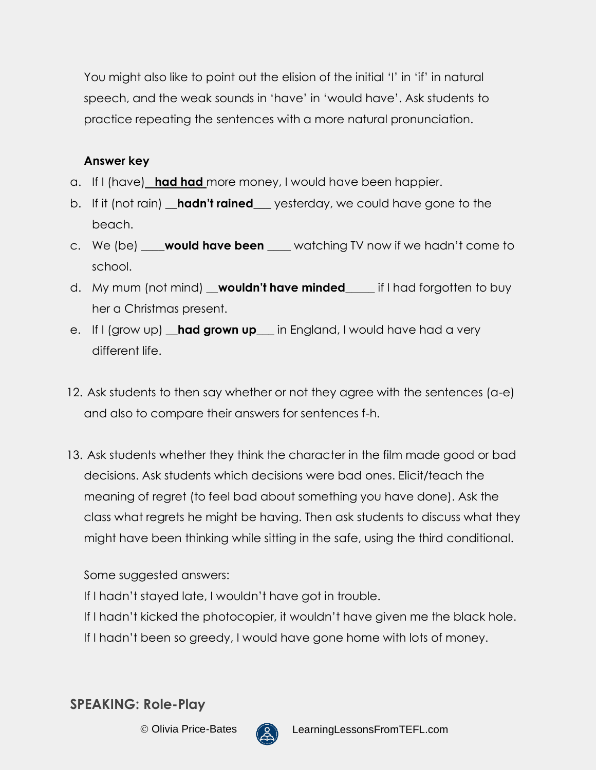You might also like to point out the elision of the initial 'I' in 'if' in natural speech, and the weak sounds in 'have' in 'would have'. Ask students to practice repeating the sentences with a more natural pronunciation.

**Answer key**

a. If I (have)__**had had** more money, I would have been happier.
b. If it (not rain) __**hadn't rained**___ yesterday, we could have gone to the beach.
c. We (be) ____**would have been** ____ watching TV now if we hadn't come to school.
d. My mum (not mind) __**wouldn't have minded**_____ if I had forgotten to buy her a Christmas present.
e. If I (grow up) __**had grown up**___ in England, I would have had a very different life.

12. Ask students to then say whether or not they agree with the sentences (a-e) and also to compare their answers for sentences f-h.

13. Ask students whether they think the character in the film made good or bad decisions. Ask students which decisions were bad ones. Elicit/teach the meaning of regret (to feel bad about something you have done). Ask the class what regrets he might be having. Then ask students to discuss what they might have been thinking while sitting in the safe, using the third conditional.

    Some suggested answers:
    If I hadn't stayed late, I wouldn't have got in trouble.
    If I hadn't kicked the photocopier, it wouldn't have given me the black hole.
    If I hadn't been so greedy, I would have gone home with lots of money.

## SPEAKING: Role-Play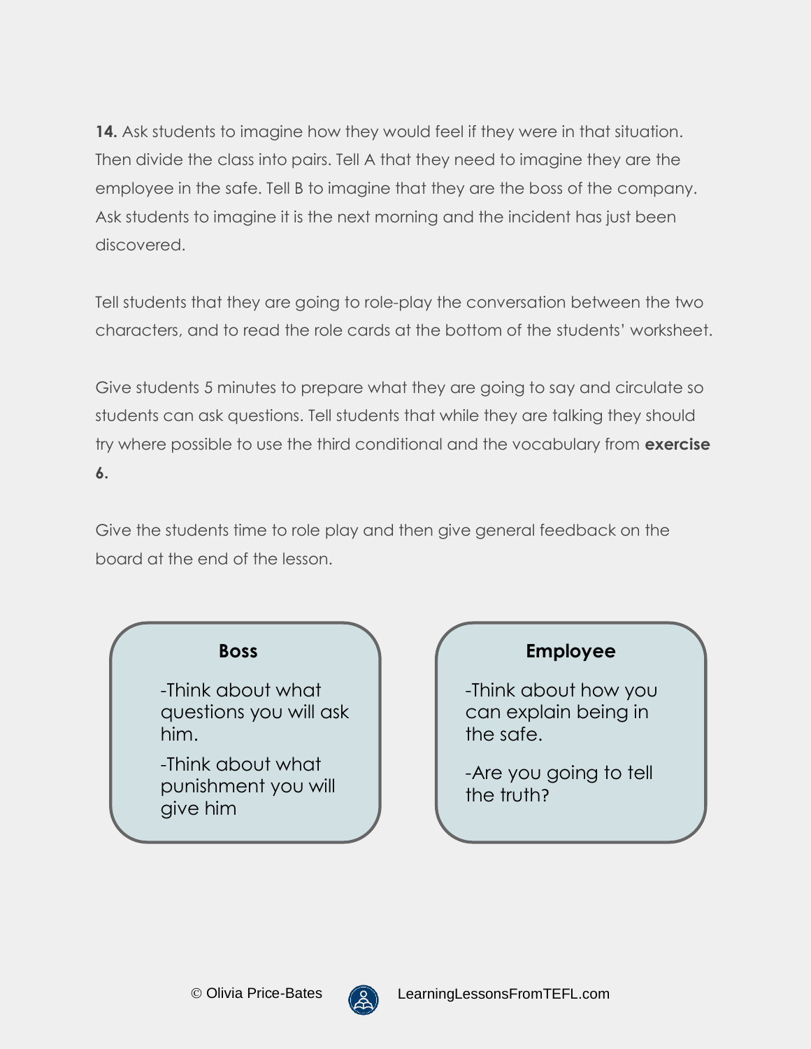**14.** Ask students to imagine how they would feel if they were in that situation. Then divide the class into pairs. Tell A that they need to imagine they are the employee in the safe. Tell B to imagine that they are the boss of the company. Ask students to imagine it is the next morning and the incident has just been discovered.

Tell students that they are going to role-play the conversation between the two characters, and to read the role cards at the bottom of the students' worksheet.

Give students 5 minutes to prepare what they are going to say and circulate so students can ask questions. Tell students that while they are talking they should try where possible to use the third conditional and the vocabulary from **exercise 6.**

Give the students time to role play and then give general feedback on the board at the end of the lesson.

**Boss**

-Think about what questions you will ask him.

-Think about what punishment you will give him

**Employee**

-Think about how you can explain being in the safe.

-Are you going to tell the truth?